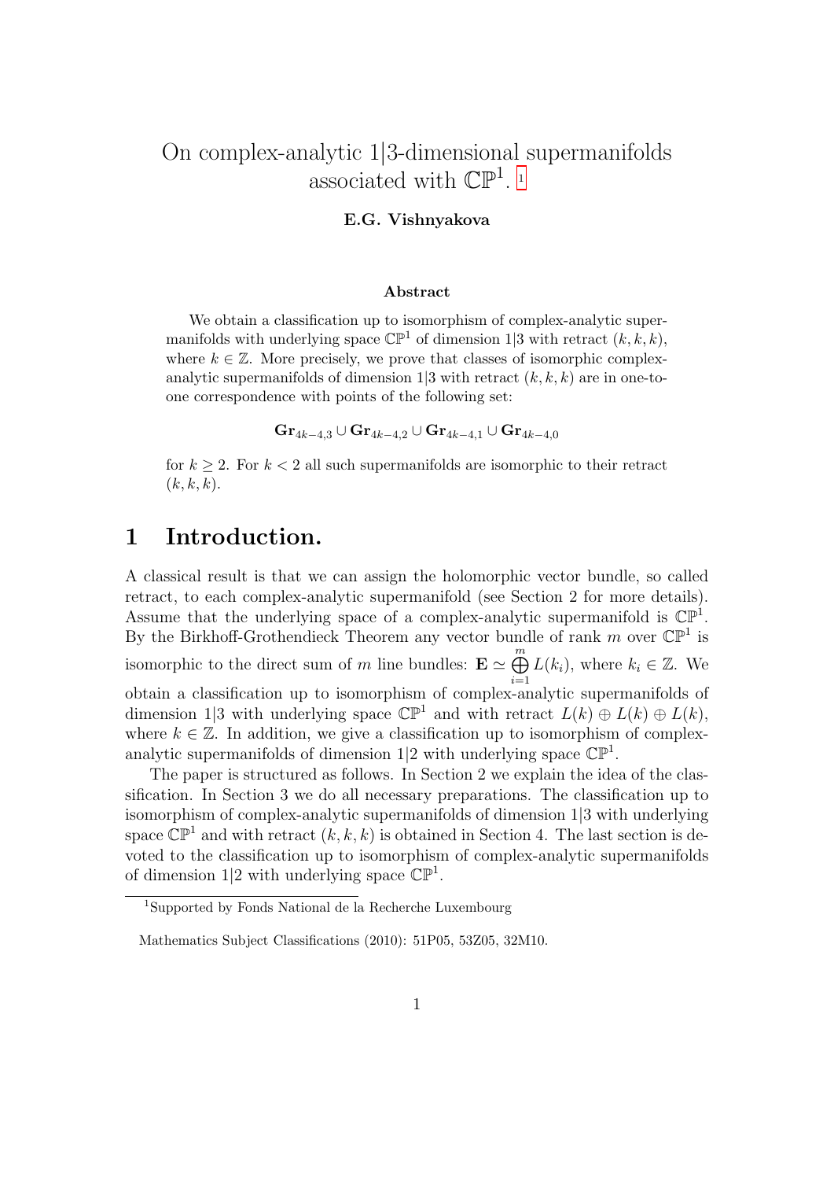# On complex-analytic 1|3-dimensional supermanifolds associated with $\mathbb{CP}^1$. [1]

**E.G. Vishnyakova**

### Abstract

We obtain a classification up to isomorphism of complex-analytic supermanifolds with underlying space $\mathbb{CP}^1$ of dimension 1|3 with retract $(k,k,k)$, where $k \in \mathbb{Z}$. More precisely, we prove that classes of isomorphic complex-analytic supermanifolds of dimension 1|3 with retract $(k,k,k)$ are in one-to-one correspondence with points of the following set:

$$\mathbf{Gr}_{4k-4,3} \cup \mathbf{Gr}_{4k-4,2} \cup \mathbf{Gr}_{4k-4,1} \cup \mathbf{Gr}_{4k-4,0}$$

for $k \geq 2$. For $k < 2$ all such supermanifolds are isomorphic to their retract $(k,k,k)$.

## 1 Introduction.

A classical result is that we can assign the holomorphic vector bundle, so called retract, to each complex-analytic supermanifold (see Section 2 for more details). Assume that the underlying space of a complex-analytic supermanifold is $\mathbb{CP}^1$. By the Birkhoff-Grothendieck Theorem any vector bundle of rank $m$ over $\mathbb{CP}^1$ is isomorphic to the direct sum of $m$ line bundles: $\mathbf{E} \simeq \bigoplus_{i=1}^{m} L(k_i)$, where $k_i \in \mathbb{Z}$. We obtain a classification up to isomorphism of complex-analytic supermanifolds of dimension 1|3 with underlying space $\mathbb{CP}^1$ and with retract $L(k) \oplus L(k) \oplus L(k)$, where $k \in \mathbb{Z}$. In addition, we give a classification up to isomorphism of complex-analytic supermanifolds of dimension 1|2 with underlying space $\mathbb{CP}^1$.

The paper is structured as follows. In Section 2 we explain the idea of the classification. In Section 3 we do all necessary preparations. The classification up to isomorphism of complex-analytic supermanifolds of dimension 1|3 with underlying space $\mathbb{CP}^1$ and with retract $(k,k,k)$ is obtained in Section 4. The last section is devoted to the classification up to isomorphism of complex-analytic supermanifolds of dimension 1|2 with underlying space $\mathbb{CP}^1$.

[1] Supported by Fonds National de la Recherche Luxembourg

Mathematics Subject Classifications (2010): 51P05, 53Z05, 32M10.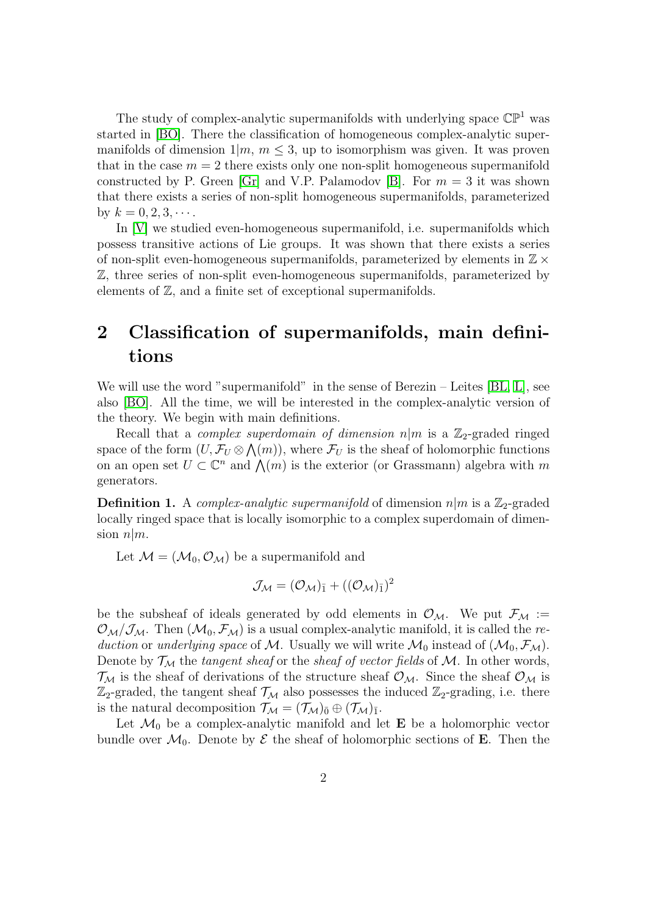The study of complex-analytic supermanifolds with underlying space $\mathbb{CP}^1$ was started in [BO]. There the classification of homogeneous complex-analytic supermanifolds of dimension $1|m$, $m \leq 3$, up to isomorphism was given. It was proven that in the case $m = 2$ there exists only one non-split homogeneous supermanifold constructed by P. Green [Gr] and V.P. Palamodov [B]. For $m = 3$ it was shown that there exists a series of non-split homogeneous supermanifolds, parameterized by $k = 0, 2, 3, \cdots$.

In [V] we studied even-homogeneous supermanifold, i.e. supermanifolds which possess transitive actions of Lie groups. It was shown that there exists a series of non-split even-homogeneous supermanifolds, parameterized by elements in $\mathbb{Z} \times \mathbb{Z}$, three series of non-split even-homogeneous supermanifolds, parameterized by elements of $\mathbb{Z}$, and a finite set of exceptional supermanifolds.

## 2 Classification of supermanifolds, main definitions

We will use the word "supermanifold" in the sense of Berezin – Leites [BL, L], see also [BO]. All the time, we will be interested in the complex-analytic version of the theory. We begin with main definitions.

Recall that a *complex superdomain of dimension* $n|m$ is a $\mathbb{Z}_2$-graded ringed space of the form $(U, \mathcal{F}_U \otimes \bigwedge(m))$, where $\mathcal{F}_U$ is the sheaf of holomorphic functions on an open set $U \subset \mathbb{C}^n$ and $\bigwedge(m)$ is the exterior (or Grassmann) algebra with $m$ generators.

**Definition 1.** A *complex-analytic supermanifold* of dimension $n|m$ is a $\mathbb{Z}_2$-graded locally ringed space that is locally isomorphic to a complex superdomain of dimension $n|m$.

Let $\mathcal{M} = (\mathcal{M}_0, \mathcal{O}_\mathcal{M})$ be a supermanifold and

$$\mathcal{J}_\mathcal{M} = (\mathcal{O}_\mathcal{M})_{\bar{1}} + ((\mathcal{O}_\mathcal{M})_{\bar{1}})^2$$

be the subsheaf of ideals generated by odd elements in $\mathcal{O}_\mathcal{M}$. We put $\mathcal{F}_\mathcal{M} := \mathcal{O}_\mathcal{M}/\mathcal{J}_\mathcal{M}$. Then $(\mathcal{M}_0, \mathcal{F}_\mathcal{M})$ is a usual complex-analytic manifold, it is called the *reduction* or *underlying space* of $\mathcal{M}$. Usually we will write $\mathcal{M}_0$ instead of $(\mathcal{M}_0, \mathcal{F}_\mathcal{M})$. Denote by $\mathcal{T}_\mathcal{M}$ the *tangent sheaf* or the *sheaf of vector fields* of $\mathcal{M}$. In other words, $\mathcal{T}_\mathcal{M}$ is the sheaf of derivations of the structure sheaf $\mathcal{O}_\mathcal{M}$. Since the sheaf $\mathcal{O}_\mathcal{M}$ is $\mathbb{Z}_2$-graded, the tangent sheaf $\mathcal{T}_\mathcal{M}$ also possesses the induced $\mathbb{Z}_2$-grading, i.e. there is the natural decomposition $\mathcal{T}_\mathcal{M} = (\mathcal{T}_\mathcal{M})_{\bar{0}} \oplus (\mathcal{T}_\mathcal{M})_{\bar{1}}$.

Let $\mathcal{M}_0$ be a complex-analytic manifold and let $\mathbf{E}$ be a holomorphic vector bundle over $\mathcal{M}_0$. Denote by $\mathcal{E}$ the sheaf of holomorphic sections of $\mathbf{E}$. Then the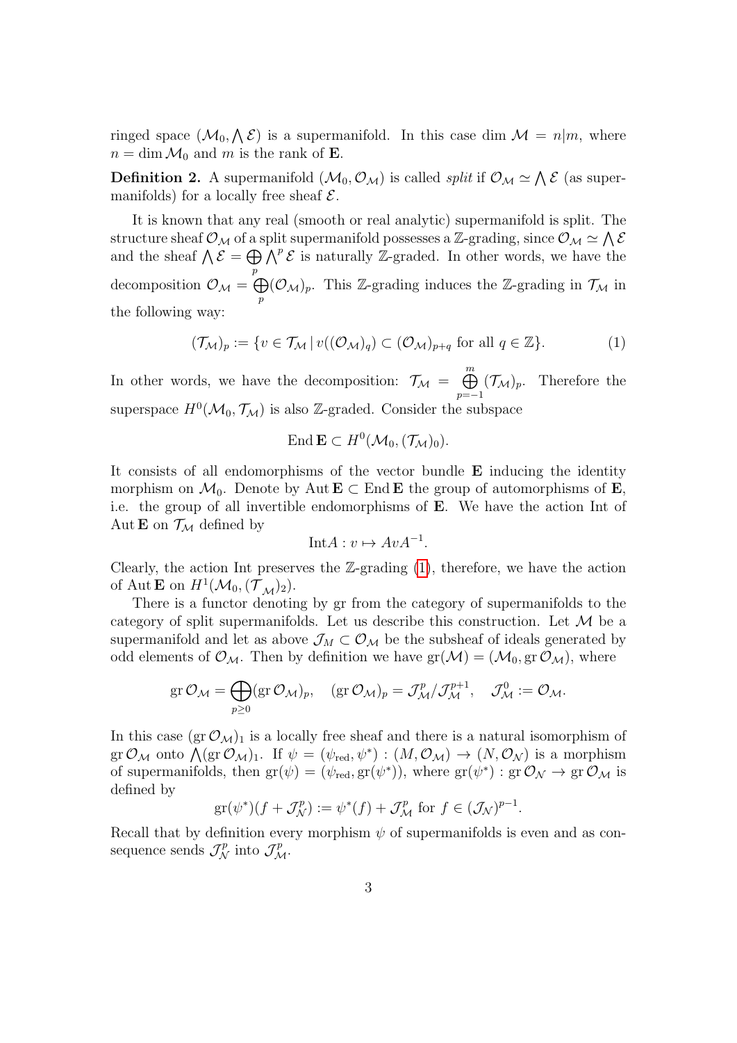ringed space $(\mathcal{M}_0, \bigwedge \mathcal{E})$ is a supermanifold. In this case $\dim \mathcal{M} = n|m$, where $n = \dim \mathcal{M}_0$ and $m$ is the rank of $\mathbf{E}$.

**Definition 2.** A supermanifold $(\mathcal{M}_0, \mathcal{O}_\mathcal{M})$ is called *split* if $\mathcal{O}_\mathcal{M} \simeq \bigwedge \mathcal{E}$ (as supermanifolds) for a locally free sheaf $\mathcal{E}$.

It is known that any real (smooth or real analytic) supermanifold is split. The structure sheaf $\mathcal{O}_\mathcal{M}$ of a split supermanifold possesses a $\mathbb{Z}$-grading, since $\mathcal{O}_\mathcal{M} \simeq \bigwedge \mathcal{E}$ and the sheaf $\bigwedge \mathcal{E} = \bigoplus\limits_p \bigwedge^p \mathcal{E}$ is naturally $\mathbb{Z}$-graded. In other words, we have the decomposition $\mathcal{O}_\mathcal{M} = \bigoplus\limits_p (\mathcal{O}_\mathcal{M})_p$. This $\mathbb{Z}$-grading induces the $\mathbb{Z}$-grading in $\mathcal{T}_\mathcal{M}$ in the following way:

$$(\mathcal{T}_\mathcal{M})_p := \{v \in \mathcal{T}_\mathcal{M} \,|\, v((\mathcal{O}_\mathcal{M})_q) \subset (\mathcal{O}_\mathcal{M})_{p+q} \text{ for all } q \in \mathbb{Z}\}. \tag{1}$$

In other words, we have the decomposition: $\mathcal{T}_\mathcal{M} = \bigoplus\limits_{p=-1}^{m} (\mathcal{T}_\mathcal{M})_p$. Therefore the superspace $H^0(\mathcal{M}_0, \mathcal{T}_\mathcal{M})$ is also $\mathbb{Z}$-graded. Consider the subspace

$$\operatorname{End} \mathbf{E} \subset H^0(\mathcal{M}_0, (\mathcal{T}_\mathcal{M})_0).$$

It consists of all endomorphisms of the vector bundle $\mathbf{E}$ inducing the identity morphism on $\mathcal{M}_0$. Denote by $\operatorname{Aut} \mathbf{E} \subset \operatorname{End} \mathbf{E}$ the group of automorphisms of $\mathbf{E}$, i.e. the group of all invertible endomorphisms of $\mathbf{E}$. We have the action Int of $\operatorname{Aut} \mathbf{E}$ on $\mathcal{T}_\mathcal{M}$ defined by

$$\operatorname{Int} A : v \mapsto AvA^{-1}.$$

Clearly, the action Int preserves the $\mathbb{Z}$-grading (1), therefore, we have the action of $\operatorname{Aut} \mathbf{E}$ on $H^1(\mathcal{M}_0, (\mathcal{T}_\mathcal{M})_2)$.

There is a functor denoting by gr from the category of supermanifolds to the category of split supermanifolds. Let us describe this construction. Let $\mathcal{M}$ be a supermanifold and let as above $\mathcal{J}_M \subset \mathcal{O}_\mathcal{M}$ be the subsheaf of ideals generated by odd elements of $\mathcal{O}_\mathcal{M}$. Then by definition we have $\operatorname{gr}(\mathcal{M}) = (\mathcal{M}_0, \operatorname{gr} \mathcal{O}_\mathcal{M})$, where

$$\operatorname{gr} \mathcal{O}_\mathcal{M} = \bigoplus_{p \geq 0} (\operatorname{gr} \mathcal{O}_\mathcal{M})_p, \quad (\operatorname{gr} \mathcal{O}_\mathcal{M})_p = \mathcal{J}^p_\mathcal{M} / \mathcal{J}^{p+1}_\mathcal{M}, \quad \mathcal{J}^0_\mathcal{M} := \mathcal{O}_\mathcal{M}.$$

In this case $(\operatorname{gr} \mathcal{O}_\mathcal{M})_1$ is a locally free sheaf and there is a natural isomorphism of $\operatorname{gr} \mathcal{O}_\mathcal{M}$ onto $\bigwedge (\operatorname{gr} \mathcal{O}_\mathcal{M})_1$. If $\psi = (\psi_{\text{red}}, \psi^*) : (M, \mathcal{O}_\mathcal{M}) \to (N, \mathcal{O}_\mathcal{N})$ is a morphism of supermanifolds, then $\operatorname{gr}(\psi) = (\psi_{\text{red}}, \operatorname{gr}(\psi^*))$, where $\operatorname{gr}(\psi^*) : \operatorname{gr} \mathcal{O}_\mathcal{N} \to \operatorname{gr} \mathcal{O}_\mathcal{M}$ is defined by

$$\operatorname{gr}(\psi^*)(f + \mathcal{J}^p_\mathcal{N}) := \psi^*(f) + \mathcal{J}^p_\mathcal{M} \text{ for } f \in (\mathcal{J}_\mathcal{N})^{p-1}.$$

Recall that by definition every morphism $\psi$ of supermanifolds is even and as consequence sends $\mathcal{J}^p_\mathcal{N}$ into $\mathcal{J}^p_\mathcal{M}$.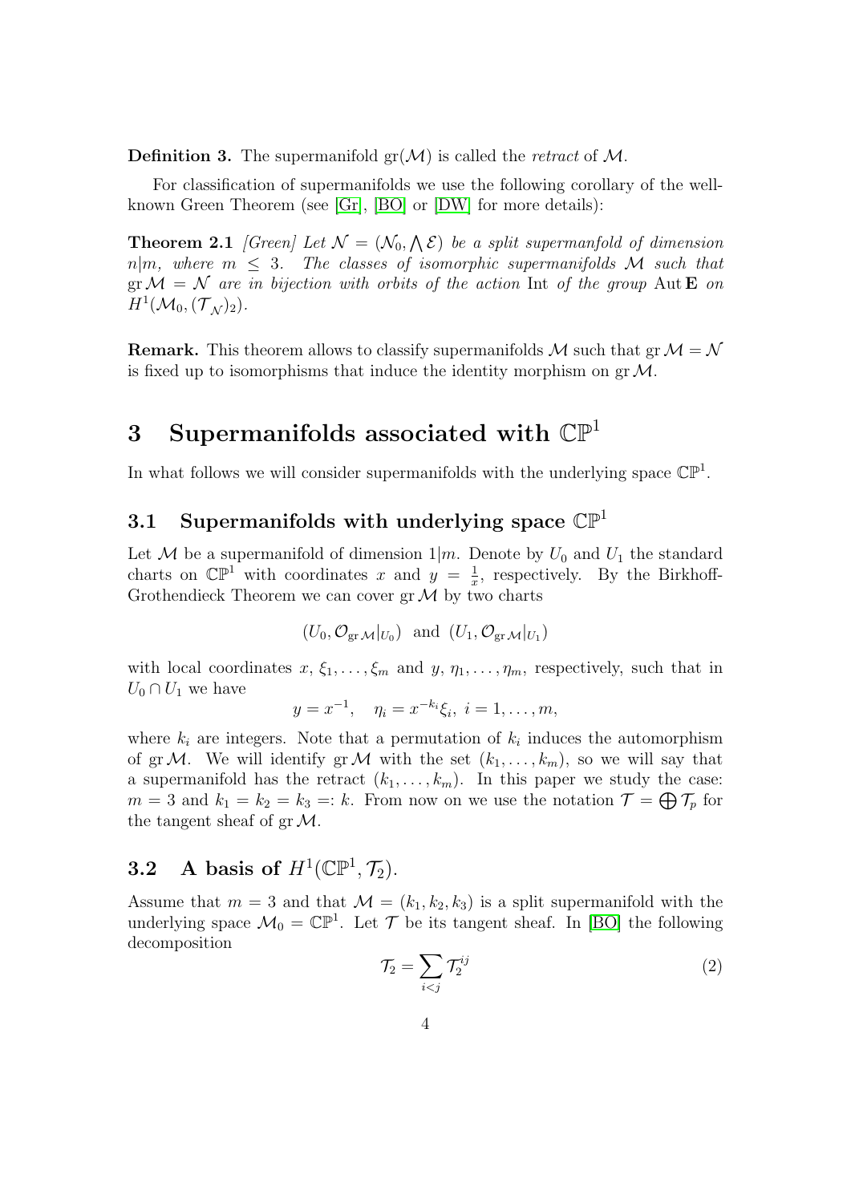**Definition 3.** The supermanifold $\mathrm{gr}(\mathcal{M})$ is called the *retract* of $\mathcal{M}$.

For classification of supermanifolds we use the following corollary of the well-known Green Theorem (see [Gr], [BO] or [DW] for more details):

**Theorem 2.1** *[Green] Let $\mathcal{N} = (\mathcal{N}_0, \bigwedge \mathcal{E})$ be a split supermanfold of dimension $n|m$, where $m \leq 3$. The classes of isomorphic supermanifolds $\mathcal{M}$ such that $\mathrm{gr}\,\mathcal{M} = \mathcal{N}$ are in bijection with orbits of the action* Int *of the group* $\mathrm{Aut}\,\mathbf{E}$ *on* $H^1(\mathcal{M}_0, (\mathcal{T}_{\mathcal{N}})_2)$.

**Remark.** This theorem allows to classify supermanifolds $\mathcal{M}$ such that $\mathrm{gr}\,\mathcal{M} = \mathcal{N}$ is fixed up to isomorphisms that induce the identity morphism on $\mathrm{gr}\,\mathcal{M}$.

# 3 Supermanifolds associated with $\mathbb{CP}^1$

In what follows we will consider supermanifolds with the underlying space $\mathbb{CP}^1$.

## 3.1 Supermanifolds with underlying space $\mathbb{CP}^1$

Let $\mathcal{M}$ be a supermanifold of dimension $1|m$. Denote by $U_0$ and $U_1$ the standard charts on $\mathbb{CP}^1$ with coordinates $x$ and $y = \frac{1}{x}$, respectively. By the Birkhoff-Grothendieck Theorem we can cover $\mathrm{gr}\,\mathcal{M}$ by two charts

$$(U_0, \mathcal{O}_{\mathrm{gr}\,\mathcal{M}}|_{U_0}) \text{ and } (U_1, \mathcal{O}_{\mathrm{gr}\,\mathcal{M}}|_{U_1})$$

with local coordinates $x, \xi_1, \ldots, \xi_m$ and $y, \eta_1, \ldots, \eta_m$, respectively, such that in $U_0 \cap U_1$ we have

$$y = x^{-1}, \quad \eta_i = x^{-k_i}\xi_i, \ i = 1, \ldots, m,$$

where $k_i$ are integers. Note that a permutation of $k_i$ induces the automorphism of $\mathrm{gr}\,\mathcal{M}$. We will identify $\mathrm{gr}\,\mathcal{M}$ with the set $(k_1, \ldots, k_m)$, so we will say that a supermanifold has the retract $(k_1, \ldots, k_m)$. In this paper we study the case: $m = 3$ and $k_1 = k_2 = k_3 =: k$. From now on we use the notation $\mathcal{T} = \bigoplus \mathcal{T}_p$ for the tangent sheaf of $\mathrm{gr}\,\mathcal{M}$.

## 3.2 A basis of $H^1(\mathbb{CP}^1, \mathcal{T}_2)$.

Assume that $m = 3$ and that $\mathcal{M} = (k_1, k_2, k_3)$ is a split supermanifold with the underlying space $\mathcal{M}_0 = \mathbb{CP}^1$. Let $\mathcal{T}$ be its tangent sheaf. In [BO] the following decomposition

$$\mathcal{T}_2 = \sum_{i<j} \mathcal{T}_2^{ij} \tag{2}$$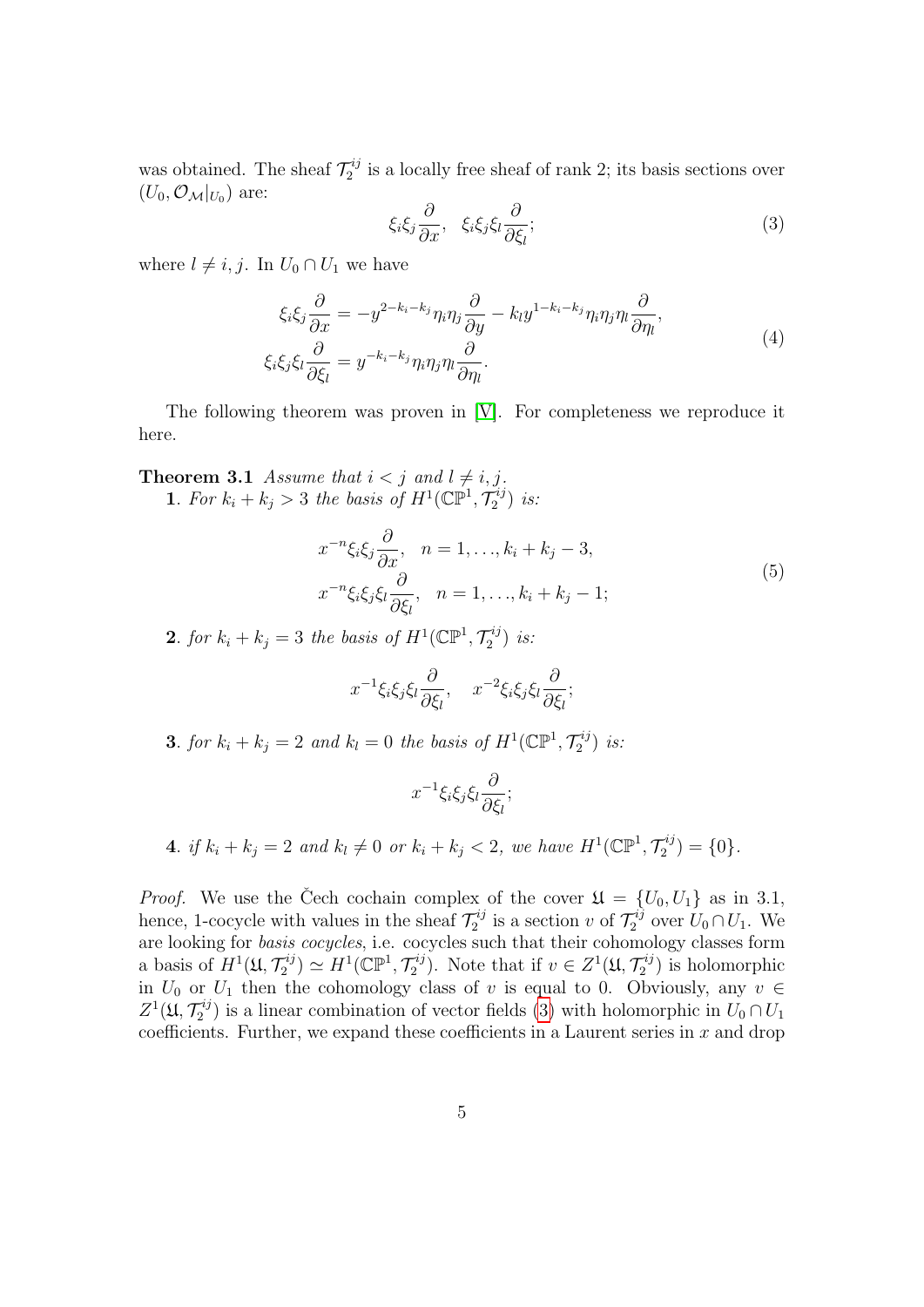was obtained. The sheaf $\mathcal{T}_2^{ij}$ is a locally free sheaf of rank 2; its basis sections over $(U_0, \mathcal{O}_{\mathcal{M}}|_{U_0})$ are:

$$\xi_i\xi_j\frac{\partial}{\partial x}, \quad \xi_i\xi_j\xi_l\frac{\partial}{\partial \xi_l}; \tag{3}$$

where $l \neq i, j$. In $U_0 \cap U_1$ we have

$$\begin{aligned} \xi_i\xi_j\frac{\partial}{\partial x} &= -y^{2-k_i-k_j}\eta_i\eta_j\frac{\partial}{\partial y} - k_l y^{1-k_i-k_j}\eta_i\eta_j\eta_l\frac{\partial}{\partial \eta_l}, \\ \xi_i\xi_j\xi_l\frac{\partial}{\partial \xi_l} &= y^{-k_i-k_j}\eta_i\eta_j\eta_l\frac{\partial}{\partial \eta_l}. \end{aligned} \tag{4}$$

The following theorem was proven in [V]. For completeness we reproduce it here.

**Theorem 3.1** *Assume that $i < j$ and $l \neq i, j$.*
**1**. *For $k_i + k_j > 3$ the basis of $H^1(\mathbb{CP}^1, \mathcal{T}_2^{ij})$ is:*

$$\begin{aligned} &x^{-n}\xi_i\xi_j\frac{\partial}{\partial x}, \quad n = 1, \ldots, k_i + k_j - 3, \\ &x^{-n}\xi_i\xi_j\xi_l\frac{\partial}{\partial \xi_l}, \quad n = 1, \ldots, k_i + k_j - 1; \end{aligned} \tag{5}$$

**2**. *for $k_i + k_j = 3$ the basis of $H^1(\mathbb{CP}^1, \mathcal{T}_2^{ij})$ is:*

$$x^{-1}\xi_i\xi_j\xi_l\frac{\partial}{\partial \xi_l}, \quad x^{-2}\xi_i\xi_j\xi_l\frac{\partial}{\partial \xi_l};$$

**3**. *for $k_i + k_j = 2$ and $k_l = 0$ the basis of $H^1(\mathbb{CP}^1, \mathcal{T}_2^{ij})$ is:*

$$x^{-1}\xi_i\xi_j\xi_l\frac{\partial}{\partial \xi_l};$$

**4**. *if $k_i + k_j = 2$ and $k_l \neq 0$ or $k_i + k_j < 2$, we have $H^1(\mathbb{CP}^1, \mathcal{T}_2^{ij}) = \{0\}$.*

*Proof.* We use the Čech cochain complex of the cover $\mathfrak{U} = \{U_0, U_1\}$ as in 3.1, hence, 1-cocycle with values in the sheaf $\mathcal{T}_2^{ij}$ is a section $v$ of $\mathcal{T}_2^{ij}$ over $U_0 \cap U_1$. We are looking for *basis cocycles*, i.e. cocycles such that their cohomology classes form a basis of $H^1(\mathfrak{U}, \mathcal{T}_2^{ij}) \simeq H^1(\mathbb{CP}^1, \mathcal{T}_2^{ij})$. Note that if $v \in Z^1(\mathfrak{U}, \mathcal{T}_2^{ij})$ is holomorphic in $U_0$ or $U_1$ then the cohomology class of $v$ is equal to 0. Obviously, any $v \in Z^1(\mathfrak{U}, \mathcal{T}_2^{ij})$ is a linear combination of vector fields (3) with holomorphic in $U_0 \cap U_1$ coefficients. Further, we expand these coefficients in a Laurent series in $x$ and drop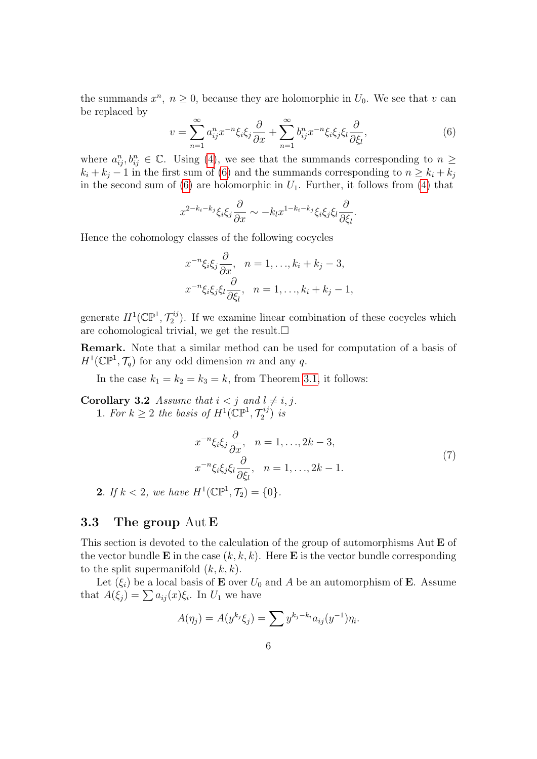the summands $x^n$, $n \geq 0$, because they are holomorphic in $U_0$. We see that $v$ can be replaced by

$$v = \sum_{n=1}^{\infty} a_{ij}^n x^{-n} \xi_i \xi_j \frac{\partial}{\partial x} + \sum_{n=1}^{\infty} b_{ij}^n x^{-n} \xi_i \xi_j \xi_l \frac{\partial}{\partial \xi_l}, \tag{6}$$

where $a_{ij}^n, b_{ij}^n \in \mathbb{C}$. Using (4), we see that the summands corresponding to $n \geq k_i + k_j - 1$ in the first sum of (6) and the summands corresponding to $n \geq k_i + k_j$ in the second sum of (6) are holomorphic in $U_1$. Further, it follows from (4) that

$$x^{2-k_i-k_j} \xi_i \xi_j \frac{\partial}{\partial x} \sim -k_l x^{1-k_i-k_j} \xi_i \xi_j \xi_l \frac{\partial}{\partial \xi_l}.$$

Hence the cohomology classes of the following cocycles

$$x^{-n} \xi_i \xi_j \frac{\partial}{\partial x}, \quad n = 1, \ldots, k_i + k_j - 3,$$
$$x^{-n} \xi_i \xi_j \xi_l \frac{\partial}{\partial \xi_l}, \quad n = 1, \ldots, k_i + k_j - 1,$$

generate $H^1(\mathbb{CP}^1, \mathcal{T}_2^{ij})$. If we examine linear combination of these cocycles which are cohomological trivial, we get the result.□

**Remark.** Note that a similar method can be used for computation of a basis of $H^1(\mathbb{CP}^1, \mathcal{T}_q)$ for any odd dimension $m$ and any $q$.

In the case $k_1 = k_2 = k_3 = k$, from Theorem 3.1, it follows:

**Corollary 3.2** *Assume that $i < j$ and $l \neq i, j$.*

**1**. *For $k \geq 2$ the basis of $H^1(\mathbb{CP}^1, \mathcal{T}_2^{ij})$ is*

$$\begin{aligned} &x^{-n} \xi_i \xi_j \frac{\partial}{\partial x}, \quad n = 1, \ldots, 2k - 3, \\ &x^{-n} \xi_i \xi_j \xi_l \frac{\partial}{\partial \xi_l}, \quad n = 1, \ldots, 2k - 1. \end{aligned} \tag{7}$$

**2**. *If $k < 2$, we have $H^1(\mathbb{CP}^1, \mathcal{T}_2) = \{0\}$.*

### 3.3 The group Aut E

This section is devoted to the calculation of the group of automorphisms $\operatorname{Aut} \mathbf{E}$ of the vector bundle $\mathbf{E}$ in the case $(k, k, k)$. Here $\mathbf{E}$ is the vector bundle corresponding to the split supermanifold $(k, k, k)$.

Let $(\xi_i)$ be a local basis of $\mathbf{E}$ over $U_0$ and $A$ be an automorphism of $\mathbf{E}$. Assume that $A(\xi_j) = \sum a_{ij}(x) \xi_i$. In $U_1$ we have

$$A(\eta_j) = A(y^{k_j} \xi_j) = \sum y^{k_j - k_i} a_{ij}(y^{-1}) \eta_i.$$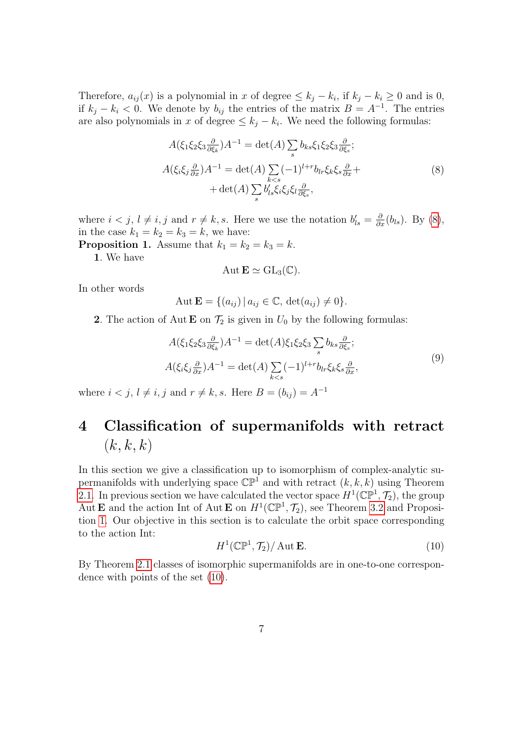Therefore, $a_{ij}(x)$ is a polynomial in $x$ of degree $\leq k_j - k_i$, if $k_j - k_i \geq 0$ and is 0, if $k_j - k_i < 0$. We denote by $b_{ij}$ the entries of the matrix $B = A^{-1}$. The entries are also polynomials in $x$ of degree $\leq k_j - k_i$. We need the following formulas:

$$
\begin{aligned}
A(\xi_1\xi_2\xi_3\tfrac{\partial}{\partial \xi_k})A^{-1} &= \det(A)\sum_s b_{ks}\xi_1\xi_2\xi_3\tfrac{\partial}{\partial \xi_s};\\
A(\xi_i\xi_j\tfrac{\partial}{\partial x})A^{-1} &= \det(A)\sum_{k<s}(-1)^{l+r} b_{lr}\xi_k\xi_s\tfrac{\partial}{\partial x} + \\
&\quad + \det(A)\sum_s b'_{ls}\xi_i\xi_j\xi_l\tfrac{\partial}{\partial \xi_s},
\end{aligned}
\tag{8}
$$

where $i<j$, $l\neq i,j$ and $r\neq k,s$. Here we use the notation $b'_{ls} = \frac{\partial}{\partial x}(b_{ls})$. By (8), in the case $k_1 = k_2 = k_3 = k$, we have:

**Proposition 1.** Assume that $k_1 = k_2 = k_3 = k$.

**1**. We have

$$\operatorname{Aut}\mathbf{E} \simeq \mathrm{GL}_3(\mathbb{C}).$$

In other words

$$\operatorname{Aut}\mathbf{E} = \{(a_{ij})\,|\, a_{ij}\in\mathbb{C},\ \det(a_{ij})\neq 0\}.$$

**2**. The action of $\operatorname{Aut}\mathbf{E}$ on $\mathcal{T}_2$ is given in $U_0$ by the following formulas:

$$
\begin{aligned}
A(\xi_1\xi_2\xi_3\tfrac{\partial}{\partial \xi_k})A^{-1} &= \det(A)\xi_1\xi_2\xi_3\sum_s b_{ks}\tfrac{\partial}{\partial \xi_s};\\
A(\xi_i\xi_j\tfrac{\partial}{\partial x})A^{-1} &= \det(A)\sum_{k<s}(-1)^{l+r} b_{lr}\xi_k\xi_s\tfrac{\partial}{\partial x},
\end{aligned}
\tag{9}
$$

where $i<j$, $l\neq i,j$ and $r\neq k,s$. Here $B=(b_{ij}) = A^{-1}$

# 4 Classification of supermanifolds with retract $(k,k,k)$

In this section we give a classification up to isomorphism of complex-analytic supermanifolds with underlying space $\mathbb{CP}^1$ and with retract $(k,k,k)$ using Theorem 2.1. In previous section we have calculated the vector space $H^1(\mathbb{CP}^1,\mathcal{T}_2)$, the group $\operatorname{Aut}\mathbf{E}$ and the action Int of $\operatorname{Aut}\mathbf{E}$ on $H^1(\mathbb{CP}^1,\mathcal{T}_2)$, see Theorem 3.2 and Proposition 1. Our objective in this section is to calculate the orbit space corresponding to the action Int:

$$H^1(\mathbb{CP}^1,\mathcal{T}_2)/\operatorname{Aut}\mathbf{E}. \tag{10}$$

By Theorem 2.1 classes of isomorphic supermanifolds are in one-to-one correspondence with points of the set (10).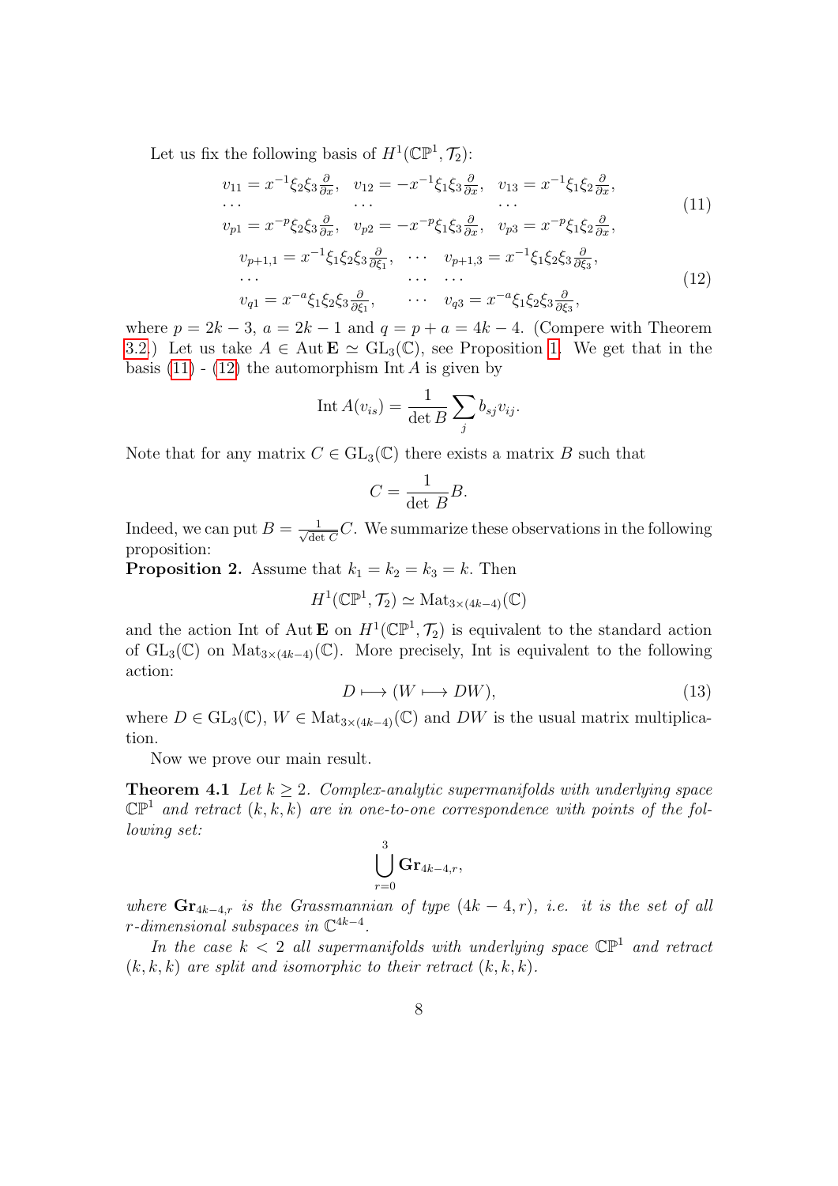Let us fix the following basis of $H^1(\mathbb{CP}^1, \mathcal{T}_2)$:

$$
\begin{array}{lll}
v_{11} = x^{-1}\xi_2\xi_3\frac{\partial}{\partial x}, & v_{12} = -x^{-1}\xi_1\xi_3\frac{\partial}{\partial x}, & v_{13} = x^{-1}\xi_1\xi_2\frac{\partial}{\partial x}, \\
\cdots & \cdots & \cdots \\
v_{p1} = x^{-p}\xi_2\xi_3\frac{\partial}{\partial x}, & v_{p2} = -x^{-p}\xi_1\xi_3\frac{\partial}{\partial x}, & v_{p3} = x^{-p}\xi_1\xi_2\frac{\partial}{\partial x},
\end{array} \tag{11}
$$

$$
\begin{array}{lll}
v_{p+1,1} = x^{-1}\xi_1\xi_2\xi_3\frac{\partial}{\partial \xi_1}, & \cdots & v_{p+1,3} = x^{-1}\xi_1\xi_2\xi_3\frac{\partial}{\partial \xi_3}, \\
\cdots & \cdots & \cdots \\
v_{q1} = x^{-a}\xi_1\xi_2\xi_3\frac{\partial}{\partial \xi_1}, & \cdots & v_{q3} = x^{-a}\xi_1\xi_2\xi_3\frac{\partial}{\partial \xi_3},
\end{array} \tag{12}
$$

where $p = 2k-3$, $a = 2k-1$ and $q = p + a = 4k-4$. (Compere with Theorem 3.2.) Let us take $A \in \operatorname{Aut}\mathbf{E} \simeq \mathrm{GL}_3(\mathbb{C})$, see Proposition 1. We get that in the basis (11) - (12) the automorphism $\operatorname{Int} A$ is given by

$$\operatorname{Int} A(v_{is}) = \frac{1}{\det B}\sum_j b_{sj}v_{ij}.$$

Note that for any matrix $C \in \mathrm{GL}_3(\mathbb{C})$ there exists a matrix $B$ such that

$$C = \frac{1}{\det B}B.$$

Indeed, we can put $B = \frac{1}{\sqrt{\det C}}C$. We summarize these observations in the following proposition:

**Proposition 2.** Assume that $k_1 = k_2 = k_3 = k$. Then

$$H^1(\mathbb{CP}^1, \mathcal{T}_2) \simeq \mathrm{Mat}_{3\times(4k-4)}(\mathbb{C})$$

and the action Int of $\operatorname{Aut}\mathbf{E}$ on $H^1(\mathbb{CP}^1, \mathcal{T}_2)$ is equivalent to the standard action of $\mathrm{GL}_3(\mathbb{C})$ on $\mathrm{Mat}_{3\times(4k-4)}(\mathbb{C})$. More precisely, Int is equivalent to the following action:

$$D \longmapsto (W \longmapsto DW), \tag{13}$$

where $D \in \mathrm{GL}_3(\mathbb{C})$, $W \in \mathrm{Mat}_{3\times(4k-4)}(\mathbb{C})$ and $DW$ is the usual matrix multiplication.

Now we prove our main result.

**Theorem 4.1** *Let $k \geq 2$. Complex-analytic supermanifolds with underlying space $\mathbb{CP}^1$ and retract $(k,k,k)$ are in one-to-one correspondence with points of the following set:*

$$\bigcup_{r=0}^{3} \mathbf{Gr}_{4k-4,r},$$

*where $\mathbf{Gr}_{4k-4,r}$ is the Grassmannian of type $(4k-4, r)$, i.e. it is the set of all $r$-dimensional subspaces in $\mathbb{C}^{4k-4}$.*

*In the case $k < 2$ all supermanifolds with underlying space $\mathbb{CP}^1$ and retract $(k,k,k)$ are split and isomorphic to their retract $(k,k,k)$.*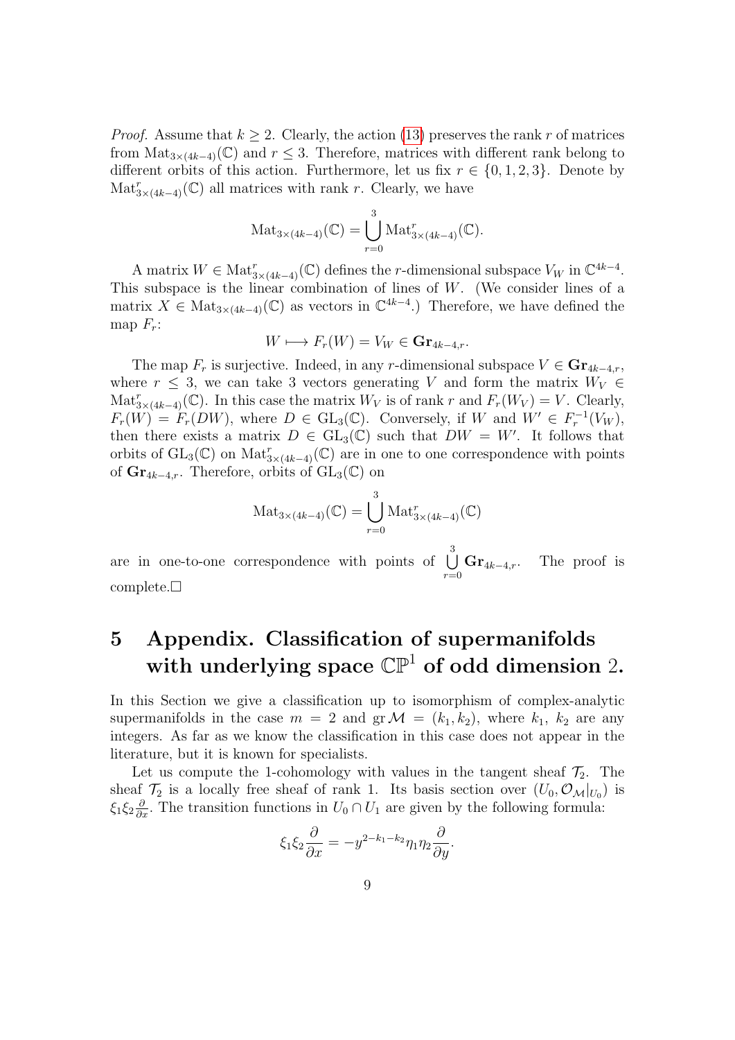*Proof.* Assume that $k \geq 2$. Clearly, the action (13) preserves the rank $r$ of matrices from $\mathrm{Mat}_{3\times(4k-4)}(\mathbb{C})$ and $r \leq 3$. Therefore, matrices with different rank belong to different orbits of this action. Furthermore, let us fix $r \in \{0, 1, 2, 3\}$. Denote by $\mathrm{Mat}^r_{3\times(4k-4)}(\mathbb{C})$ all matrices with rank $r$. Clearly, we have

$$\mathrm{Mat}_{3\times(4k-4)}(\mathbb{C}) = \bigcup_{r=0}^{3} \mathrm{Mat}^r_{3\times(4k-4)}(\mathbb{C}).$$

A matrix $W \in \mathrm{Mat}^r_{3\times(4k-4)}(\mathbb{C})$ defines the $r$-dimensional subspace $V_W$ in $\mathbb{C}^{4k-4}$. This subspace is the linear combination of lines of $W$. (We consider lines of a matrix $X \in \mathrm{Mat}_{3\times(4k-4)}(\mathbb{C})$ as vectors in $\mathbb{C}^{4k-4}$.) Therefore, we have defined the map $F_r$:

$$W \longmapsto F_r(W) = V_W \in \mathbf{Gr}_{4k-4,r}.$$

The map $F_r$ is surjective. Indeed, in any $r$-dimensional subspace $V \in \mathbf{Gr}_{4k-4,r}$, where $r \leq 3$, we can take 3 vectors generating $V$ and form the matrix $W_V \in \mathrm{Mat}^r_{3\times(4k-4)}(\mathbb{C})$. In this case the matrix $W_V$ is of rank $r$ and $F_r(W_V) = V$. Clearly, $F_r(W) = F_r(DW)$, where $D \in \mathrm{GL}_3(\mathbb{C})$. Conversely, if $W$ and $W' \in F_r^{-1}(V_W)$, then there exists a matrix $D \in \mathrm{GL}_3(\mathbb{C})$ such that $DW = W'$. It follows that orbits of $\mathrm{GL}_3(\mathbb{C})$ on $\mathrm{Mat}^r_{3\times(4k-4)}(\mathbb{C})$ are in one to one correspondence with points of $\mathbf{Gr}_{4k-4,r}$. Therefore, orbits of $\mathrm{GL}_3(\mathbb{C})$ on

$$\mathrm{Mat}_{3\times(4k-4)}(\mathbb{C}) = \bigcup_{r=0}^{3} \mathrm{Mat}^r_{3\times(4k-4)}(\mathbb{C})$$

are in one-to-one correspondence with points of $\bigcup\limits_{r=0}^{3} \mathbf{Gr}_{4k-4,r}$. The proof is complete.$\square$

# 5 Appendix. Classification of supermanifolds with underlying space $\mathbb{CP}^1$ of odd dimension 2.

In this Section we give a classification up to isomorphism of complex-analytic supermanifolds in the case $m = 2$ and $\mathrm{gr}\,\mathcal{M} = (k_1, k_2)$, where $k_1$, $k_2$ are any integers. As far as we know the classification in this case does not appear in the literature, but it is known for specialists.

Let us compute the 1-cohomology with values in the tangent sheaf $\mathcal{T}_2$. The sheaf $\mathcal{T}_2$ is a locally free sheaf of rank 1. Its basis section over $(U_0, \mathcal{O}_\mathcal{M}|_{U_0})$ is $\xi_1\xi_2\frac{\partial}{\partial x}$. The transition functions in $U_0 \cap U_1$ are given by the following formula:

$$\xi_1\xi_2\frac{\partial}{\partial x} = -y^{2-k_1-k_2}\eta_1\eta_2\frac{\partial}{\partial y}.$$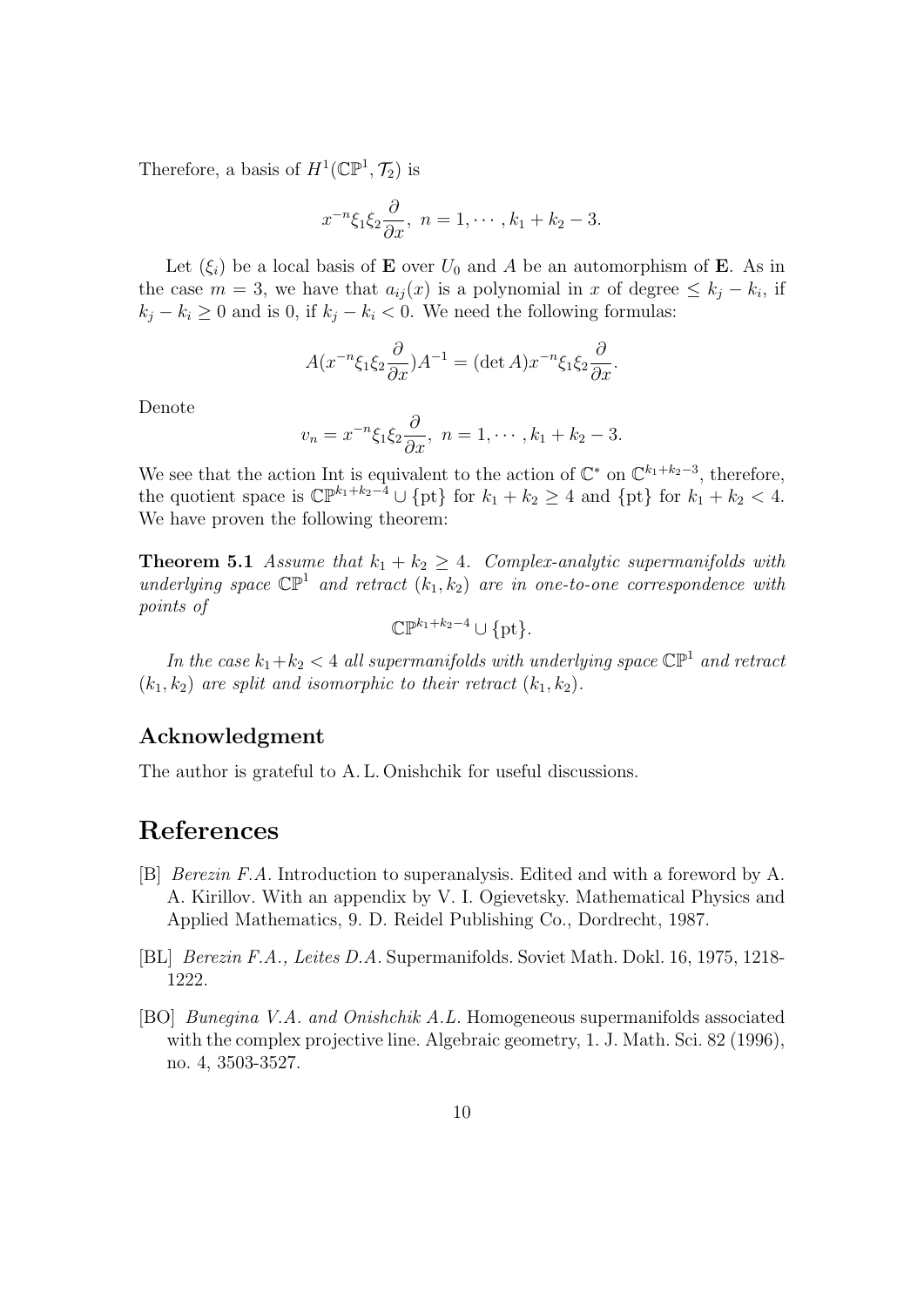Therefore, a basis of $H^1(\mathbb{CP}^1, \mathcal{T}_2)$ is

$$x^{-n}\xi_1\xi_2\frac{\partial}{\partial x},\ n = 1, \cdots, k_1 + k_2 - 3.$$

Let $(\xi_i)$ be a local basis of $\mathbf{E}$ over $U_0$ and $A$ be an automorphism of $\mathbf{E}$. As in the case $m = 3$, we have that $a_{ij}(x)$ is a polynomial in $x$ of degree $\leq k_j - k_i$, if $k_j - k_i \geq 0$ and is 0, if $k_j - k_i < 0$. We need the following formulas:

$$A(x^{-n}\xi_1\xi_2\frac{\partial}{\partial x})A^{-1} = (\det A)x^{-n}\xi_1\xi_2\frac{\partial}{\partial x}.$$

Denote

$$v_n = x^{-n}\xi_1\xi_2\frac{\partial}{\partial x},\ n = 1, \cdots, k_1 + k_2 - 3.$$

We see that the action Int is equivalent to the action of $\mathbb{C}^*$ on $\mathbb{C}^{k_1+k_2-3}$, therefore, the quotient space is $\mathbb{CP}^{k_1+k_2-4} \cup \{\text{pt}\}$ for $k_1 + k_2 \geq 4$ and $\{\text{pt}\}$ for $k_1 + k_2 < 4$. We have proven the following theorem:

**Theorem 5.1** *Assume that $k_1 + k_2 \geq 4$. Complex-analytic supermanifolds with underlying space $\mathbb{CP}^1$ and retract $(k_1, k_2)$ are in one-to-one correspondence with points of*

$$\mathbb{CP}^{k_1+k_2-4} \cup \{\text{pt}\}.$$

*In the case $k_1 + k_2 < 4$ all supermanifolds with underlying space $\mathbb{CP}^1$ and retract $(k_1, k_2)$ are split and isomorphic to their retract $(k_1, k_2)$.*

## Acknowledgment

The author is grateful to A. L. Onishchik for useful discussions.

# References

[B] *Berezin F.A.* Introduction to superanalysis. Edited and with a foreword by A. A. Kirillov. With an appendix by V. I. Ogievetsky. Mathematical Physics and Applied Mathematics, 9. D. Reidel Publishing Co., Dordrecht, 1987.

[BL] *Berezin F.A., Leites D.A.* Supermanifolds. Soviet Math. Dokl. 16, 1975, 1218-1222.

[BO] *Bunegina V.A. and Onishchik A.L.* Homogeneous supermanifolds associated with the complex projective line. Algebraic geometry, 1. J. Math. Sci. 82 (1996), no. 4, 3503-3527.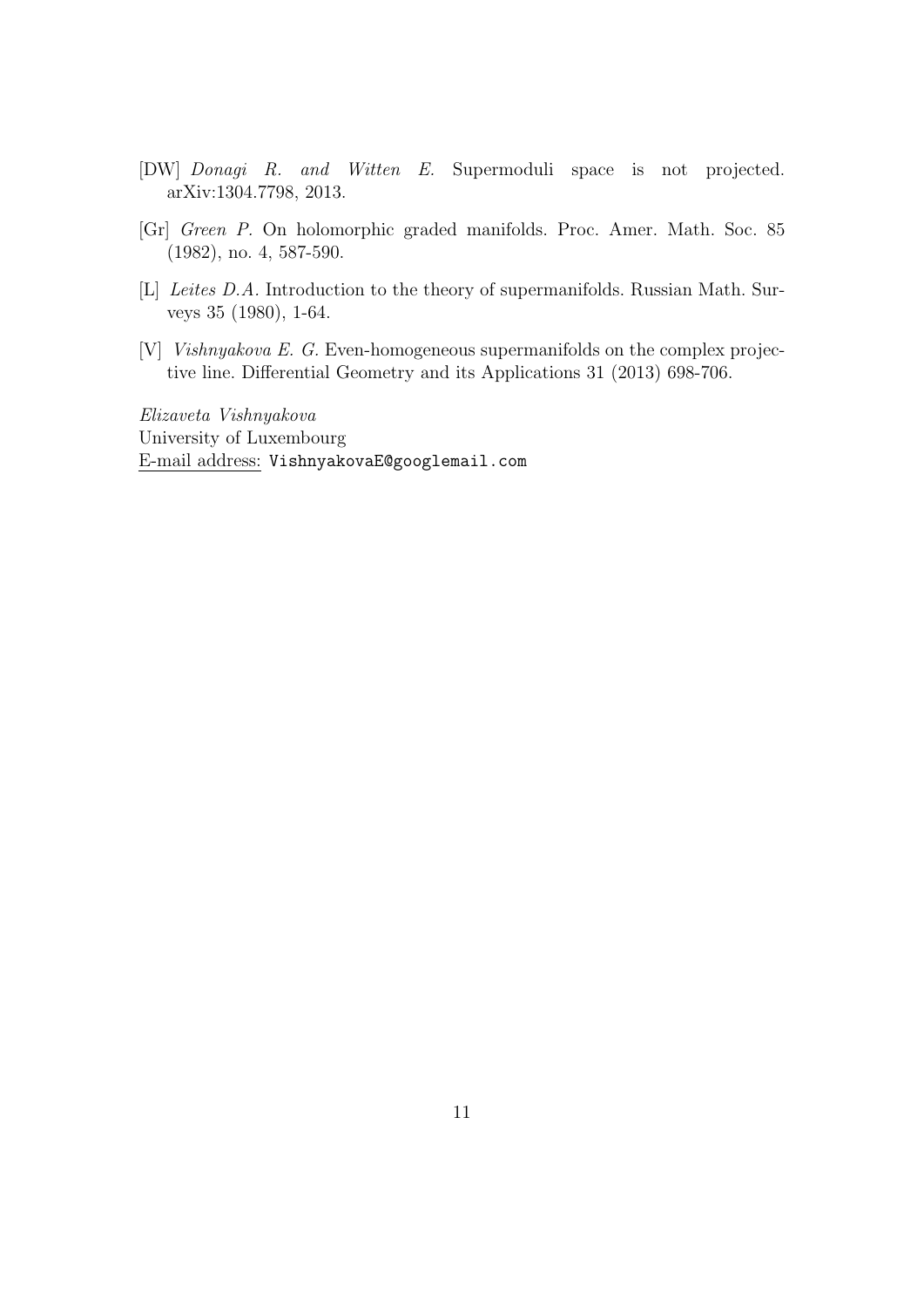[DW] *Donagi R. and Witten E.* Supermoduli space is not projected. arXiv:1304.7798, 2013.

[Gr] *Green P.* On holomorphic graded manifolds. Proc. Amer. Math. Soc. 85 (1982), no. 4, 587-590.

[L] *Leites D.A.* Introduction to the theory of supermanifolds. Russian Math. Surveys 35 (1980), 1-64.

[V] *Vishnyakova E. G.* Even-homogeneous supermanifolds on the complex projective line. Differential Geometry and its Applications 31 (2013) 698-706.

*Elizaveta Vishnyakova*
University of Luxembourg
E-mail address: `VishnyakovaE@googlemail.com`